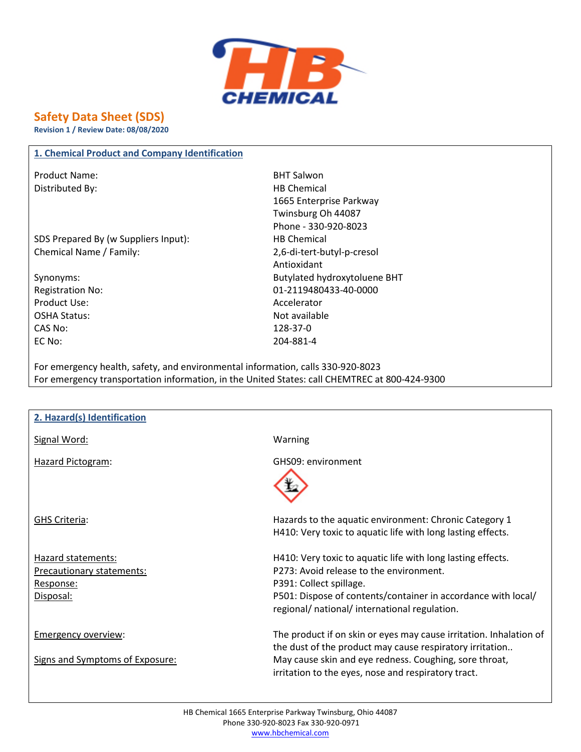# Safety Data Sheet (SDS)

**Revision 1 / Review Date: 08/08/2020**

## 1. Chemical Product and Company Identification

| | |
|---|---|
| Product Name: | BHT Salwon |
| Distributed By: | HB Chemical<br>1665 Enterprise Parkway<br>Twinsburg Oh 44087<br>Phone - 330-920-8023 |
| SDS Prepared By (w Suppliers Input): | HB Chemical |
| Chemical Name / Family: | 2,6-di-tert-butyl-p-cresol<br>Antioxidant |
| Synonyms: | Butylated hydroxytoluene BHT |
| Registration No: | 01-2119480433-40-0000 |
| Product Use: | Accelerator |
| OSHA Status: | Not available |
| CAS No: | 128-37-0 |
| EC No: | 204-881-4 |

For emergency health, safety, and environmental information, calls 330-920-8023

For emergency transportation information, in the United States: call CHEMTREC at 800-424-9300

## 2. Hazard(s) Identification

| | |
|---|---|
| Signal Word: | Warning |
| Hazard Pictogram: | GHS09: environment |
| GHS Criteria: | Hazards to the aquatic environment: Chronic Category 1<br>H410: Very toxic to aquatic life with long lasting effects. |
| Hazard statements: | H410: Very toxic to aquatic life with long lasting effects. |
| Precautionary statements: | P273: Avoid release to the environment. |
| Response: | P391: Collect spillage. |
| Disposal: | P501: Dispose of contents/container in accordance with local/ regional/ national/ international regulation. |
| Emergency overview: | The product if on skin or eyes may cause irritation. Inhalation of the dust of the product may cause respiratory irritation.. |
| Signs and Symptoms of Exposure: | May cause skin and eye redness. Coughing, sore throat, irritation to the eyes, nose and respiratory tract. |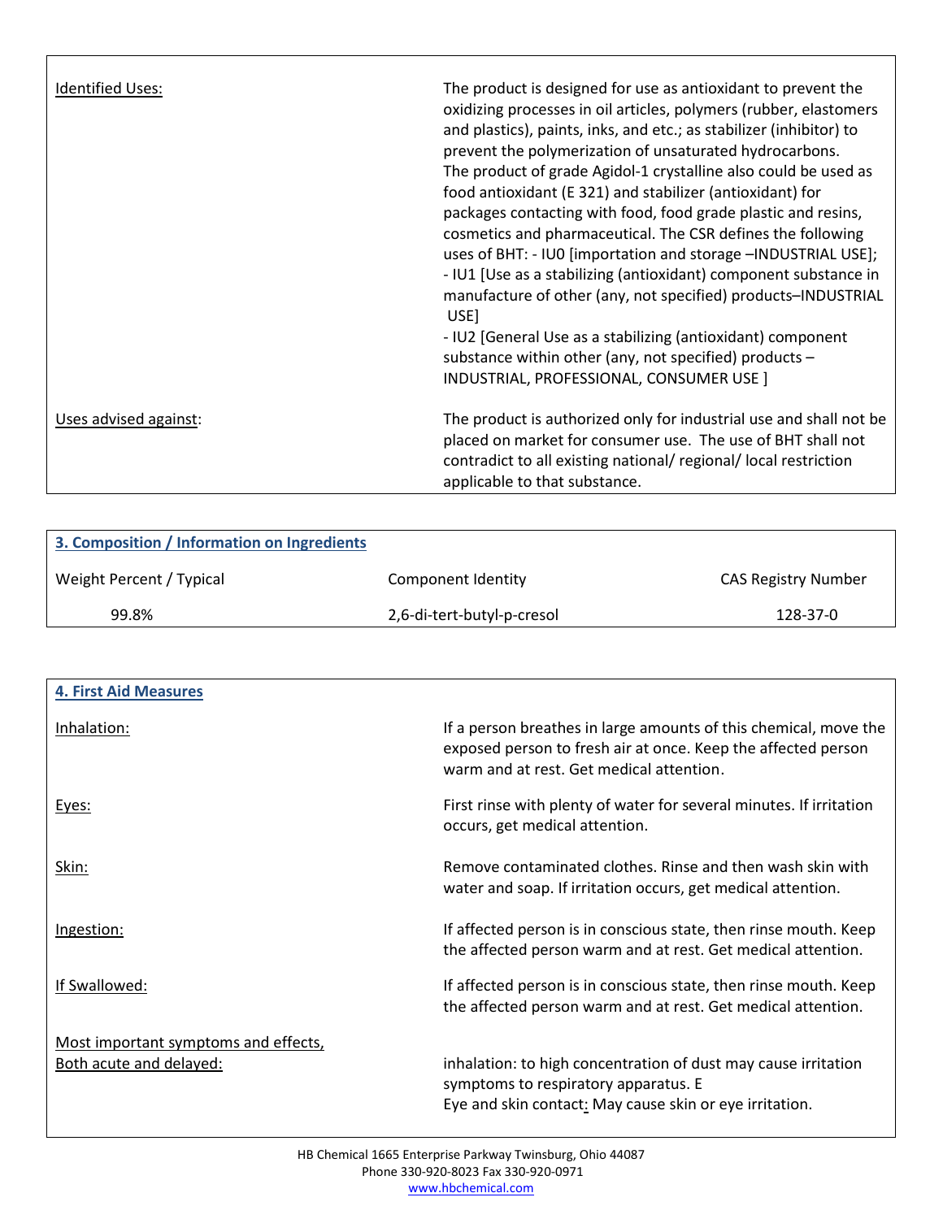| | |
|---|---|
| Identified Uses: | The product is designed for use as antioxidant to prevent the oxidizing processes in oil articles, polymers (rubber, elastomers and plastics), paints, inks, and etc.; as stabilizer (inhibitor) to prevent the polymerization of unsaturated hydrocarbons. The product of grade Agidol-1 crystalline also could be used as food antioxidant (E 321) and stabilizer (antioxidant) for packages contacting with food, food grade plastic and resins, cosmetics and pharmaceutical. The CSR defines the following uses of BHT: - IU0 [importation and storage –INDUSTRIAL USE]; - IU1 [Use as a stabilizing (antioxidant) component substance in manufacture of other (any, not specified) products–INDUSTRIAL USE] - IU2 [General Use as a stabilizing (antioxidant) component substance within other (any, not specified) products – INDUSTRIAL, PROFESSIONAL, CONSUMER USE ] |
| Uses advised against: | The product is authorized only for industrial use and shall not be placed on market for consumer use. The use of BHT shall not contradict to all existing national/ regional/ local restriction applicable to that substance. |

## 3. Composition / Information on Ingredients

| Weight Percent / Typical | Component Identity | CAS Registry Number |
|---|---|---|
| 99.8% | 2,6-di-tert-butyl-p-cresol | 128-37-0 |

## 4. First Aid Measures

| | |
|---|---|
| Inhalation: | If a person breathes in large amounts of this chemical, move the exposed person to fresh air at once. Keep the affected person warm and at rest. Get medical attention. |
| Eyes: | First rinse with plenty of water for several minutes. If irritation occurs, get medical attention. |
| Skin: | Remove contaminated clothes. Rinse and then wash skin with water and soap. If irritation occurs, get medical attention. |
| Ingestion: | If affected person is in conscious state, then rinse mouth. Keep the affected person warm and at rest. Get medical attention. |
| If Swallowed: | If affected person is in conscious state, then rinse mouth. Keep the affected person warm and at rest. Get medical attention. |
| Most important symptoms and effects, Both acute and delayed: | inhalation: to high concentration of dust may cause irritation symptoms to respiratory apparatus. E Eye and skin contact: May cause skin or eye irritation. |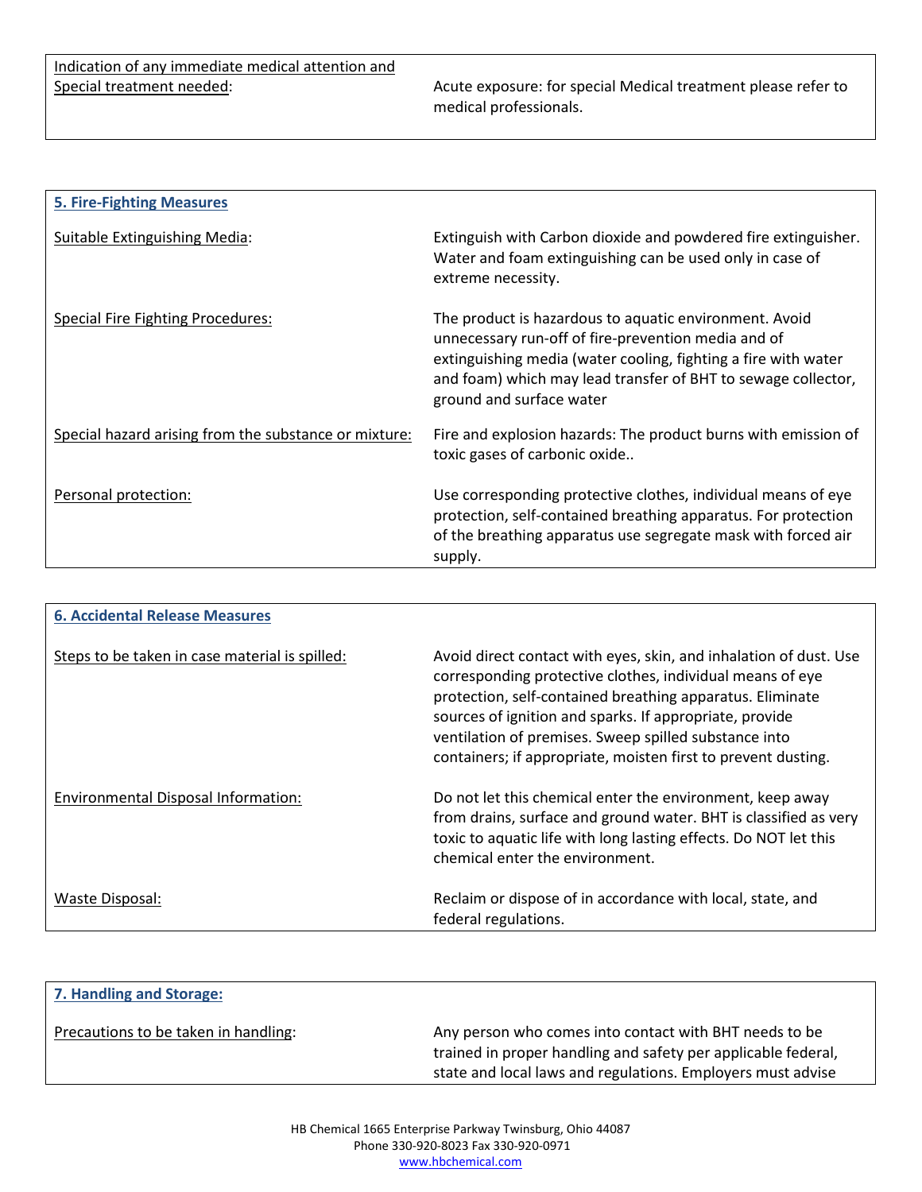| | |
|---|---|
| Indication of any immediate medical attention and Special treatment needed: | Acute exposure: for special Medical treatment please refer to medical professionals. |

## 5. Fire-Fighting Measures

| | |
|---|---|
| Suitable Extinguishing Media: | Extinguish with Carbon dioxide and powdered fire extinguisher. Water and foam extinguishing can be used only in case of extreme necessity. |
| Special Fire Fighting Procedures: | The product is hazardous to aquatic environment. Avoid unnecessary run-off of fire-prevention media and of extinguishing media (water cooling, fighting a fire with water and foam) which may lead transfer of BHT to sewage collector, ground and surface water |
| Special hazard arising from the substance or mixture: | Fire and explosion hazards: The product burns with emission of toxic gases of carbonic oxide.. |
| Personal protection: | Use corresponding protective clothes, individual means of eye protection, self-contained breathing apparatus. For protection of the breathing apparatus use segregate mask with forced air supply. |

## 6. Accidental Release Measures

| | |
|---|---|
| Steps to be taken in case material is spilled: | Avoid direct contact with eyes, skin, and inhalation of dust. Use corresponding protective clothes, individual means of eye protection, self-contained breathing apparatus. Eliminate sources of ignition and sparks. If appropriate, provide ventilation of premises. Sweep spilled substance into containers; if appropriate, moisten first to prevent dusting. |
| Environmental Disposal Information: | Do not let this chemical enter the environment, keep away from drains, surface and ground water. BHT is classified as very toxic to aquatic life with long lasting effects. Do NOT let this chemical enter the environment. |
| Waste Disposal: | Reclaim or dispose of in accordance with local, state, and federal regulations. |

## 7. Handling and Storage:

| | |
|---|---|
| Precautions to be taken in handling: | Any person who comes into contact with BHT needs to be trained in proper handling and safety per applicable federal, state and local laws and regulations. Employers must advise |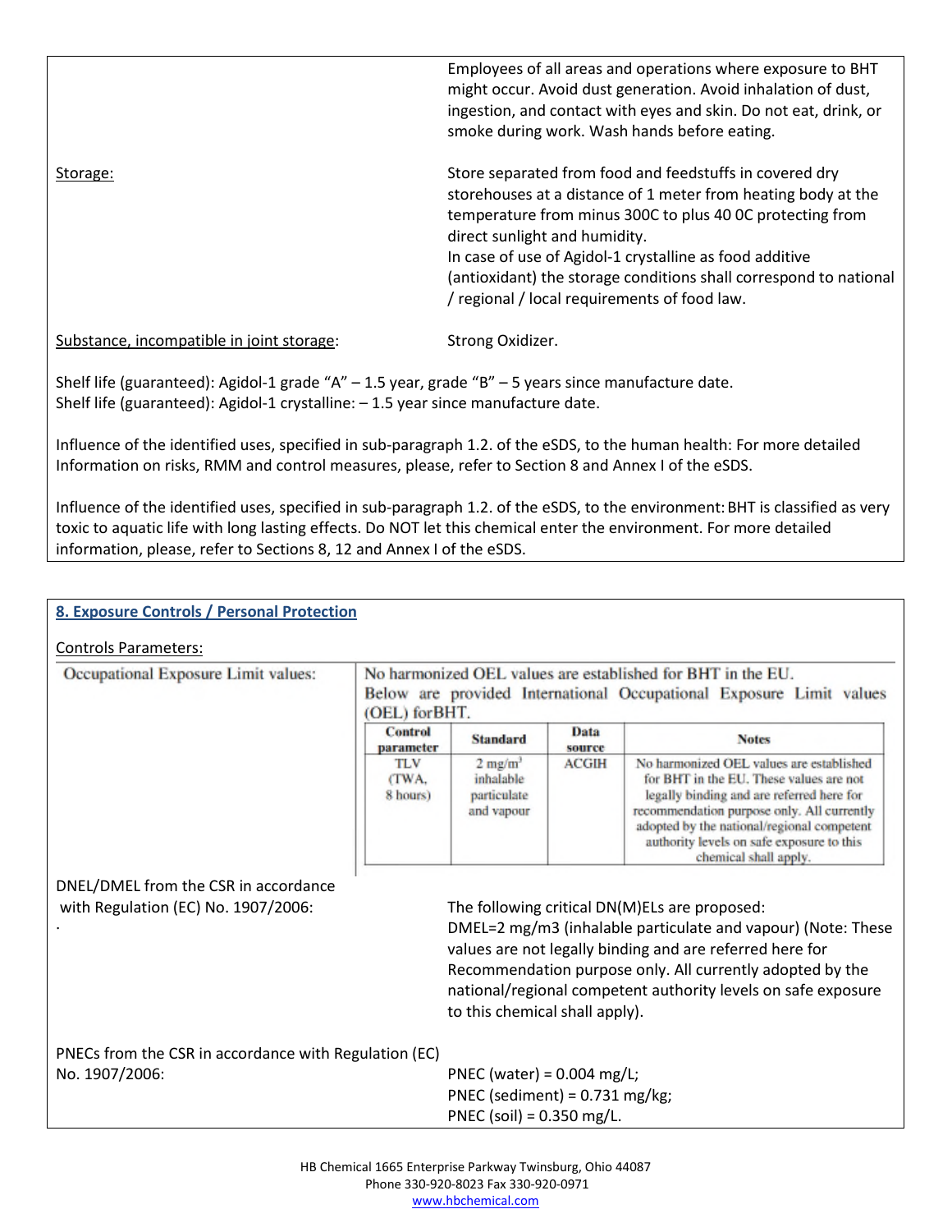Employees of all areas and operations where exposure to BHT might occur. Avoid dust generation. Avoid inhalation of dust, ingestion, and contact with eyes and skin. Do not eat, drink, or smoke during work. Wash hands before eating.

Storage:

Store separated from food and feedstuffs in covered dry storehouses at a distance of 1 meter from heating body at the temperature from minus 300C to plus 40 0C protecting from direct sunlight and humidity.
In case of use of Agidol-1 crystalline as food additive (antioxidant) the storage conditions shall correspond to national / regional / local requirements of food law.

Substance, incompatible in joint storage: Strong Oxidizer.

Shelf life (guaranteed): Agidol-1 grade "A" – 1.5 year, grade "B" – 5 years since manufacture date.
Shelf life (guaranteed): Agidol-1 crystalline: – 1.5 year since manufacture date.

Influence of the identified uses, specified in sub-paragraph 1.2. of the eSDS, to the human health: For more detailed Information on risks, RMM and control measures, please, refer to Section 8 and Annex I of the eSDS.

Influence of the identified uses, specified in sub-paragraph 1.2. of the eSDS, to the environment: BHT is classified as very toxic to aquatic life with long lasting effects. Do NOT let this chemical enter the environment. For more detailed information, please, refer to Sections 8, 12 and Annex I of the eSDS.

## 8. Exposure Controls / Personal Protection

Controls Parameters:

Occupational Exposure Limit values:

No harmonized OEL values are established for BHT in the EU.
Below are provided International Occupational Exposure Limit values (OEL) forBHT.

| Control parameter | Standard | Data source | Notes |
|---|---|---|---|
| TLV (TWA, 8 hours) | 2 mg/m³ inhalable particulate and vapour | ACGIH | No harmonized OEL values are established for BHT in the EU. These values are not legally binding and are referred here for recommendation purpose only. All currently adopted by the national/regional competent authority levels on safe exposure to this chemical shall apply. |

DNEL/DMEL from the CSR in accordance with Regulation (EC) No. 1907/2006:

The following critical DN(M)ELs are proposed:
DMEL=2 mg/m3 (inhalable particulate and vapour) (Note: These values are not legally binding and are referred here for Recommendation purpose only. All currently adopted by the national/regional competent authority levels on safe exposure to this chemical shall apply).

PNECs from the CSR in accordance with Regulation (EC) No. 1907/2006:

PNEC (water) = 0.004 mg/L;
PNEC (sediment) = 0.731 mg/kg;
PNEC (soil) = 0.350 mg/L.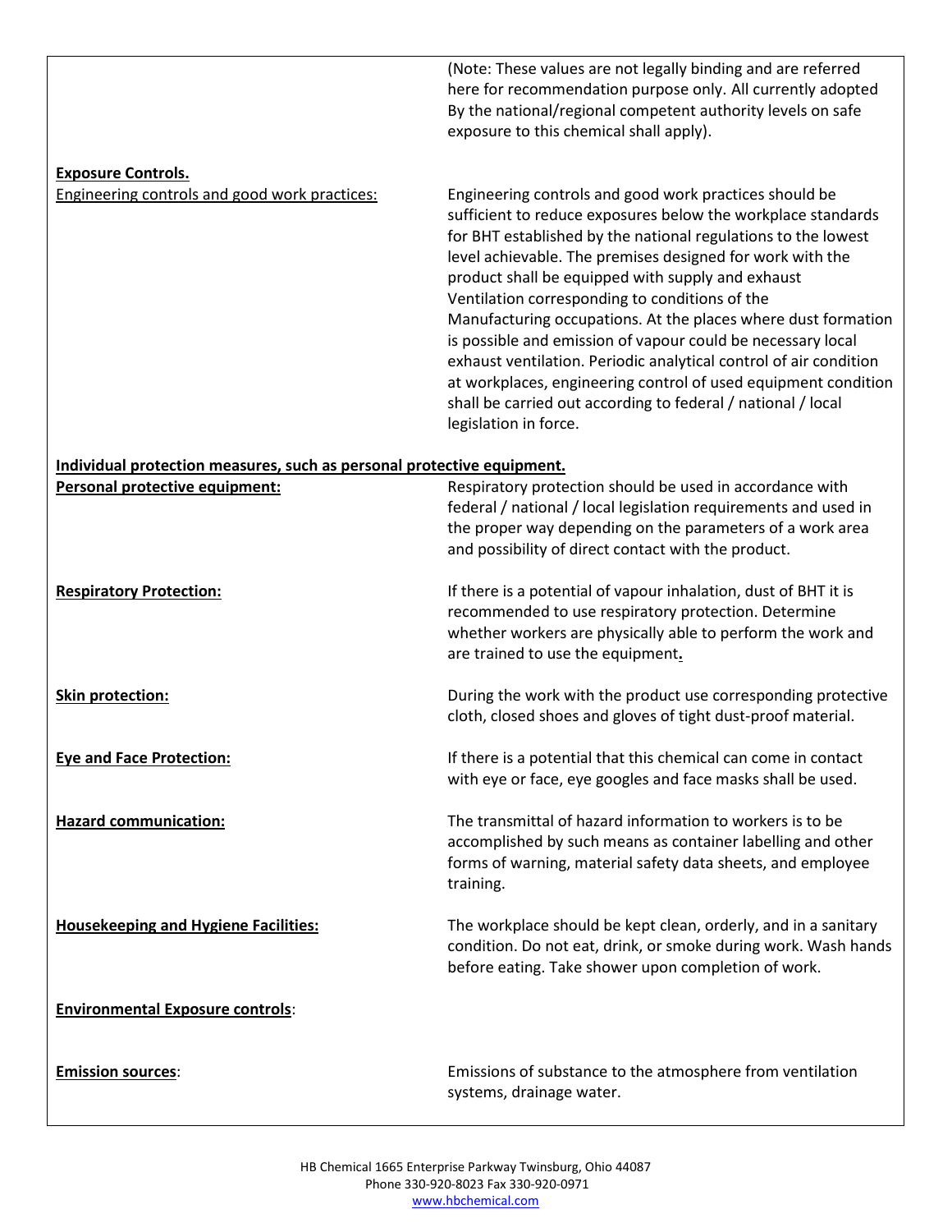(Note: These values are not legally binding and are referred here for recommendation purpose only. All currently adopted By the national/regional competent authority levels on safe exposure to this chemical shall apply).

**Exposure Controls.**

Engineering controls and good work practices: Engineering controls and good work practices should be sufficient to reduce exposures below the workplace standards for BHT established by the national regulations to the lowest level achievable. The premises designed for work with the product shall be equipped with supply and exhaust Ventilation corresponding to conditions of the Manufacturing occupations. At the places where dust formation is possible and emission of vapour could be necessary local exhaust ventilation. Periodic analytical control of air condition at workplaces, engineering control of used equipment condition shall be carried out according to federal / national / local legislation in force.

**Individual protection measures, such as personal protective equipment.**

**Personal protective equipment:** Respiratory protection should be used in accordance with federal / national / local legislation requirements and used in the proper way depending on the parameters of a work area and possibility of direct contact with the product.

**Respiratory Protection:** If there is a potential of vapour inhalation, dust of BHT it is recommended to use respiratory protection. Determine whether workers are physically able to perform the work and are trained to use the equipment.

**Skin protection:** During the work with the product use corresponding protective cloth, closed shoes and gloves of tight dust-proof material.

**Eye and Face Protection:** If there is a potential that this chemical can come in contact with eye or face, eye googles and face masks shall be used.

**Hazard communication:** The transmittal of hazard information to workers is to be accomplished by such means as container labelling and other forms of warning, material safety data sheets, and employee training.

**Housekeeping and Hygiene Facilities:** The workplace should be kept clean, orderly, and in a sanitary condition. Do not eat, drink, or smoke during work. Wash hands before eating. Take shower upon completion of work.

**Environmental Exposure controls**:

**Emission sources**: Emissions of substance to the atmosphere from ventilation systems, drainage water.

HB Chemical 1665 Enterprise Parkway Twinsburg, Ohio 44087
Phone 330-920-8023 Fax 330-920-0971
www.hbchemical.com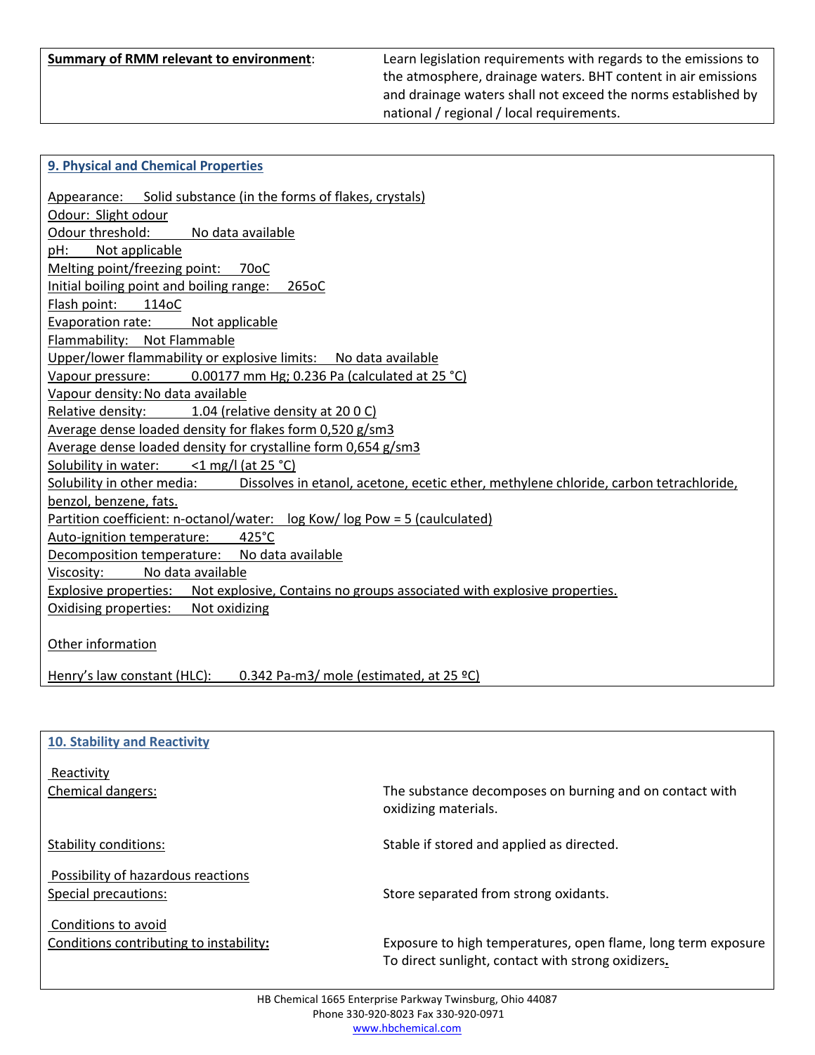| **Summary of RMM relevant to environment**: | Learn legislation requirements with regards to the emissions to the atmosphere, drainage waters. BHT content in air emissions and drainage waters shall not exceed the norms established by national / regional / local requirements. |
|---|---|

## 9. Physical and Chemical Properties

Appearance: Solid substance (in the forms of flakes, crystals)
Odour: Slight odour
Odour threshold: No data available
pH: Not applicable
Melting point/freezing point: 70oC
Initial boiling point and boiling range: 265oC
Flash point: 114oC
Evaporation rate: Not applicable
Flammability: Not Flammable
Upper/lower flammability or explosive limits: No data available
Vapour pressure: 0.00177 mm Hg; 0.236 Pa (calculated at 25 °C)
Vapour density: No data available
Relative density: 1.04 (relative density at 20 0 C)
Average dense loaded density for flakes form 0,520 g/sm3
Average dense loaded density for crystalline form 0,654 g/sm3
Solubility in water: <1 mg/l (at 25 °C)
Solubility in other media: Dissolves in etanol, acetone, ecetic ether, methylene chloride, carbon tetrachloride, benzol, benzene, fats.
Partition coefficient: n-octanol/water: log Kow/ log Pow = 5 (caulculated)
Auto-ignition temperature: 425°C
Decomposition temperature: No data available
Viscosity: No data available
Explosive properties: Not explosive, Contains no groups associated with explosive properties.
Oxidising properties: Not oxidizing

Other information

Henry's law constant (HLC): 0.342 Pa-m3/ mole (estimated, at 25 ºC)

## 10. Stability and Reactivity

Reactivity

| | |
|---|---|
| Chemical dangers: | The substance decomposes on burning and on contact with oxidizing materials. |
| Stability conditions: | Stable if stored and applied as directed. |

Possibility of hazardous reactions

| | |
|---|---|
| Special precautions: | Store separated from strong oxidants. |

Conditions to avoid

| | |
|---|---|
| Conditions contributing to instability**:** | Exposure to high temperatures, open flame, long term exposure To direct sunlight, contact with strong oxidizers**.** |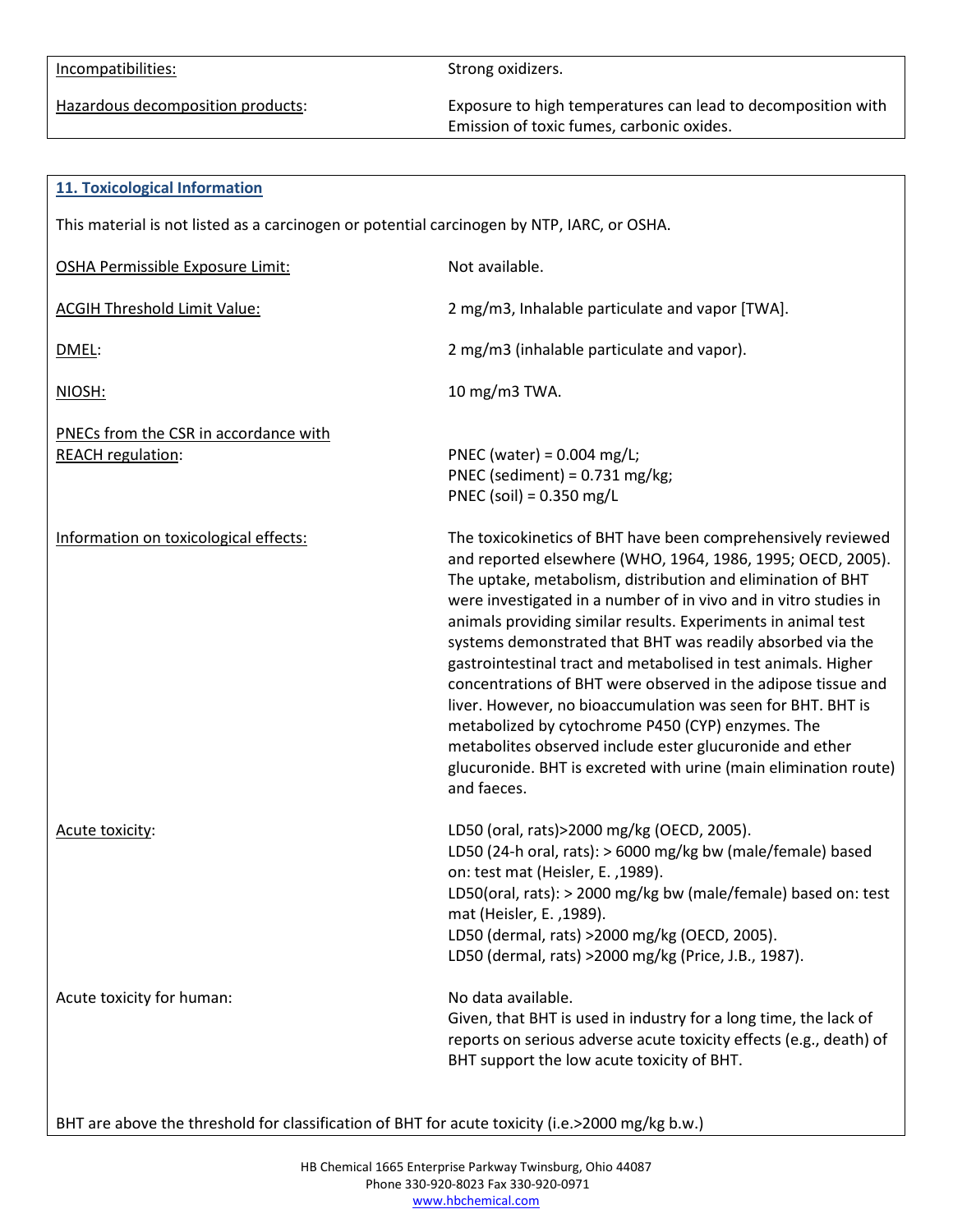| | |
|---|---|
| Incompatibilities: | Strong oxidizers. |
| Hazardous decomposition products: | Exposure to high temperatures can lead to decomposition with Emission of toxic fumes, carbonic oxides. |

## 11. Toxicological Information

This material is not listed as a carcinogen or potential carcinogen by NTP, IARC, or OSHA.

| | |
|---|---|
| OSHA Permissible Exposure Limit: | Not available. |
| ACGIH Threshold Limit Value: | 2 mg/m3, Inhalable particulate and vapor [TWA]. |
| DMEL: | 2 mg/m3 (inhalable particulate and vapor). |
| NIOSH: | 10 mg/m3 TWA. |
| PNECs from the CSR in accordance with REACH regulation: | PNEC (water) = 0.004 mg/L;<br>PNEC (sediment) = 0.731 mg/kg;<br>PNEC (soil) = 0.350 mg/L |
| Information on toxicological effects: | The toxicokinetics of BHT have been comprehensively reviewed and reported elsewhere (WHO, 1964, 1986, 1995; OECD, 2005). The uptake, metabolism, distribution and elimination of BHT were investigated in a number of in vivo and in vitro studies in animals providing similar results. Experiments in animal test systems demonstrated that BHT was readily absorbed via the gastrointestinal tract and metabolised in test animals. Higher concentrations of BHT were observed in the adipose tissue and liver. However, no bioaccumulation was seen for BHT. BHT is metabolized by cytochrome P450 (CYP) enzymes. The metabolites observed include ester glucuronide and ether glucuronide. BHT is excreted with urine (main elimination route) and faeces. |
| Acute toxicity: | LD50 (oral, rats)>2000 mg/kg (OECD, 2005).<br>LD50 (24-h oral, rats): > 6000 mg/kg bw (male/female) based on: test mat (Heisler, E. ,1989).<br>LD50(oral, rats): > 2000 mg/kg bw (male/female) based on: test mat (Heisler, E. ,1989).<br>LD50 (dermal, rats) >2000 mg/kg (OECD, 2005).<br>LD50 (dermal, rats) >2000 mg/kg (Price, J.B., 1987). |
| Acute toxicity for human: | No data available.<br>Given, that BHT is used in industry for a long time, the lack of reports on serious adverse acute toxicity effects (e.g., death) of BHT support the low acute toxicity of BHT. |

BHT are above the threshold for classification of BHT for acute toxicity (i.e.>2000 mg/kg b.w.)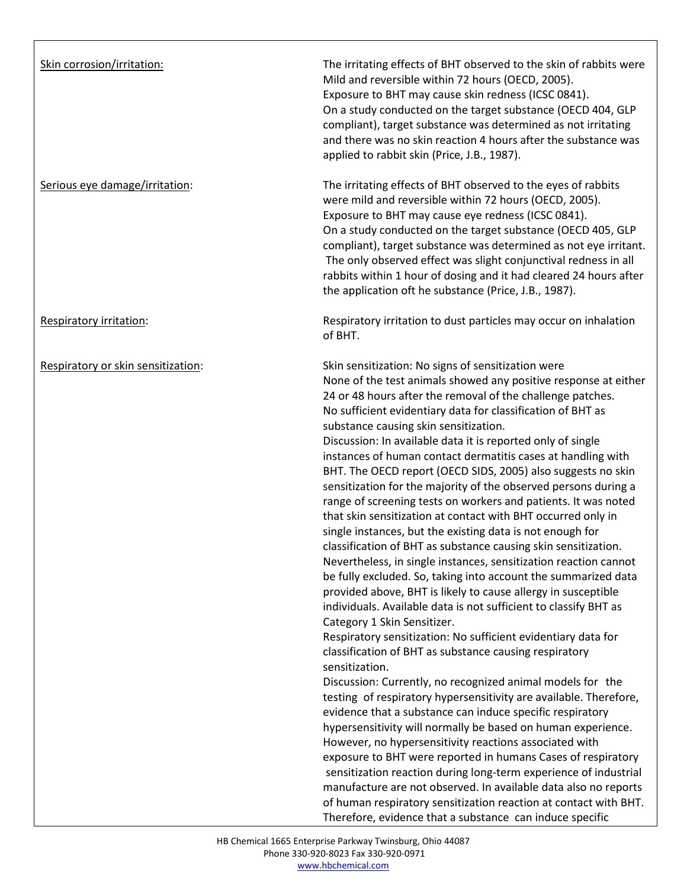Skin corrosion/irritation:

The irritating effects of BHT observed to the skin of rabbits were Mild and reversible within 72 hours (OECD, 2005).
Exposure to BHT may cause skin redness (ICSC 0841).
On a study conducted on the target substance (OECD 404, GLP compliant), target substance was determined as not irritating and there was no skin reaction 4 hours after the substance was applied to rabbit skin (Price, J.B., 1987).

Serious eye damage/irritation:

The irritating effects of BHT observed to the eyes of rabbits were mild and reversible within 72 hours (OECD, 2005).
Exposure to BHT may cause eye redness (ICSC 0841).
On a study conducted on the target substance (OECD 405, GLP compliant), target substance was determined as not eye irritant. The only observed effect was slight conjunctival redness in all rabbits within 1 hour of dosing and it had cleared 24 hours after the application oft he substance (Price, J.B., 1987).

Respiratory irritation:

Respiratory irritation to dust particles may occur on inhalation of BHT.

Respiratory or skin sensitization:

Skin sensitization: No signs of sensitization were
None of the test animals showed any positive response at either 24 or 48 hours after the removal of the challenge patches.
No sufficient evidentiary data for classification of BHT as substance causing skin sensitization.
Discussion: In available data it is reported only of single instances of human contact dermatitis cases at handling with BHT. The OECD report (OECD SIDS, 2005) also suggests no skin sensitization for the majority of the observed persons during a range of screening tests on workers and patients. It was noted that skin sensitization at contact with BHT occurred only in single instances, but the existing data is not enough for classification of BHT as substance causing skin sensitization. Nevertheless, in single instances, sensitization reaction cannot be fully excluded. So, taking into account the summarized data provided above, BHT is likely to cause allergy in susceptible individuals. Available data is not sufficient to classify BHT as Category 1 Skin Sensitizer.
Respiratory sensitization: No sufficient evidentiary data for classification of BHT as substance causing respiratory sensitization.
Discussion: Currently, no recognized animal models for the testing of respiratory hypersensitivity are available. Therefore, evidence that a substance can induce specific respiratory hypersensitivity will normally be based on human experience. However, no hypersensitivity reactions associated with exposure to BHT were reported in humans Cases of respiratory sensitization reaction during long-term experience of industrial manufacture are not observed. In available data also no reports of human respiratory sensitization reaction at contact with BHT. Therefore, evidence that a substance can induce specific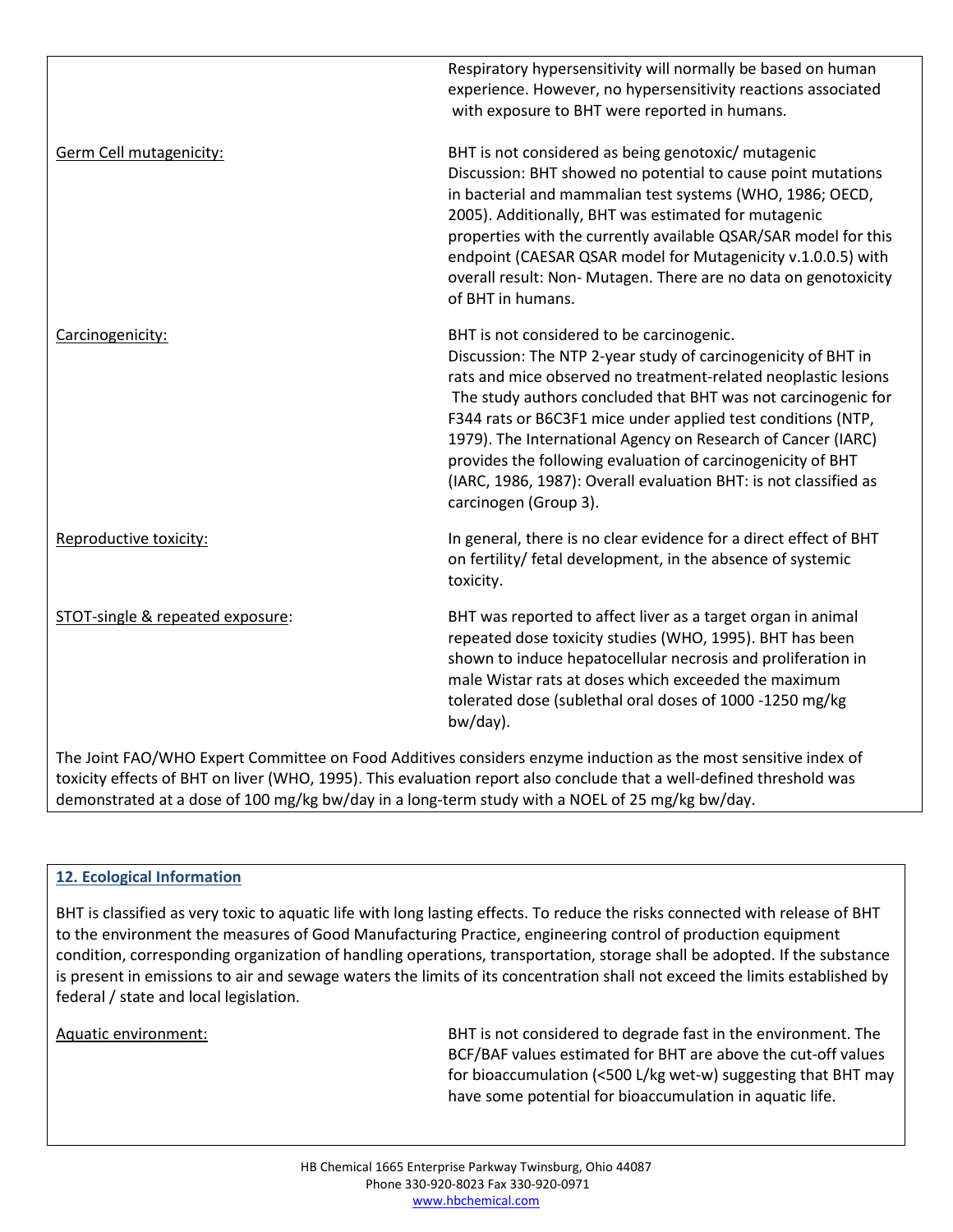Respiratory hypersensitivity will normally be based on human experience. However, no hypersensitivity reactions associated with exposure to BHT were reported in humans.

Germ Cell mutagenicity:

BHT is not considered as being genotoxic/ mutagenic
Discussion: BHT showed no potential to cause point mutations in bacterial and mammalian test systems (WHO, 1986; OECD, 2005). Additionally, BHT was estimated for mutagenic properties with the currently available QSAR/SAR model for this endpoint (CAESAR QSAR model for Mutagenicity v.1.0.0.5) with overall result: Non- Mutagen. There are no data on genotoxicity of BHT in humans.

Carcinogenicity:

BHT is not considered to be carcinogenic.
Discussion: The NTP 2-year study of carcinogenicity of BHT in rats and mice observed no treatment-related neoplastic lesions The study authors concluded that BHT was not carcinogenic for F344 rats or B6C3F1 mice under applied test conditions (NTP, 1979). The International Agency on Research of Cancer (IARC) provides the following evaluation of carcinogenicity of BHT (IARC, 1986, 1987): Overall evaluation BHT: is not classified as carcinogen (Group 3).

Reproductive toxicity:

In general, there is no clear evidence for a direct effect of BHT on fertility/ fetal development, in the absence of systemic toxicity.

STOT-single & repeated exposure:

BHT was reported to affect liver as a target organ in animal repeated dose toxicity studies (WHO, 1995). BHT has been shown to induce hepatocellular necrosis and proliferation in male Wistar rats at doses which exceeded the maximum tolerated dose (sublethal oral doses of 1000 -1250 mg/kg bw/day).

The Joint FAO/WHO Expert Committee on Food Additives considers enzyme induction as the most sensitive index of toxicity effects of BHT on liver (WHO, 1995). This evaluation report also conclude that a well-defined threshold was demonstrated at a dose of 100 mg/kg bw/day in a long-term study with a NOEL of 25 mg/kg bw/day.

## 12. Ecological Information

BHT is classified as very toxic to aquatic life with long lasting effects. To reduce the risks connected with release of BHT to the environment the measures of Good Manufacturing Practice, engineering control of production equipment condition, corresponding organization of handling operations, transportation, storage shall be adopted. If the substance is present in emissions to air and sewage waters the limits of its concentration shall not exceed the limits established by federal / state and local legislation.

Aquatic environment:

BHT is not considered to degrade fast in the environment. The BCF/BAF values estimated for BHT are above the cut-off values for bioaccumulation (<500 L/kg wet-w) suggesting that BHT may have some potential for bioaccumulation in aquatic life.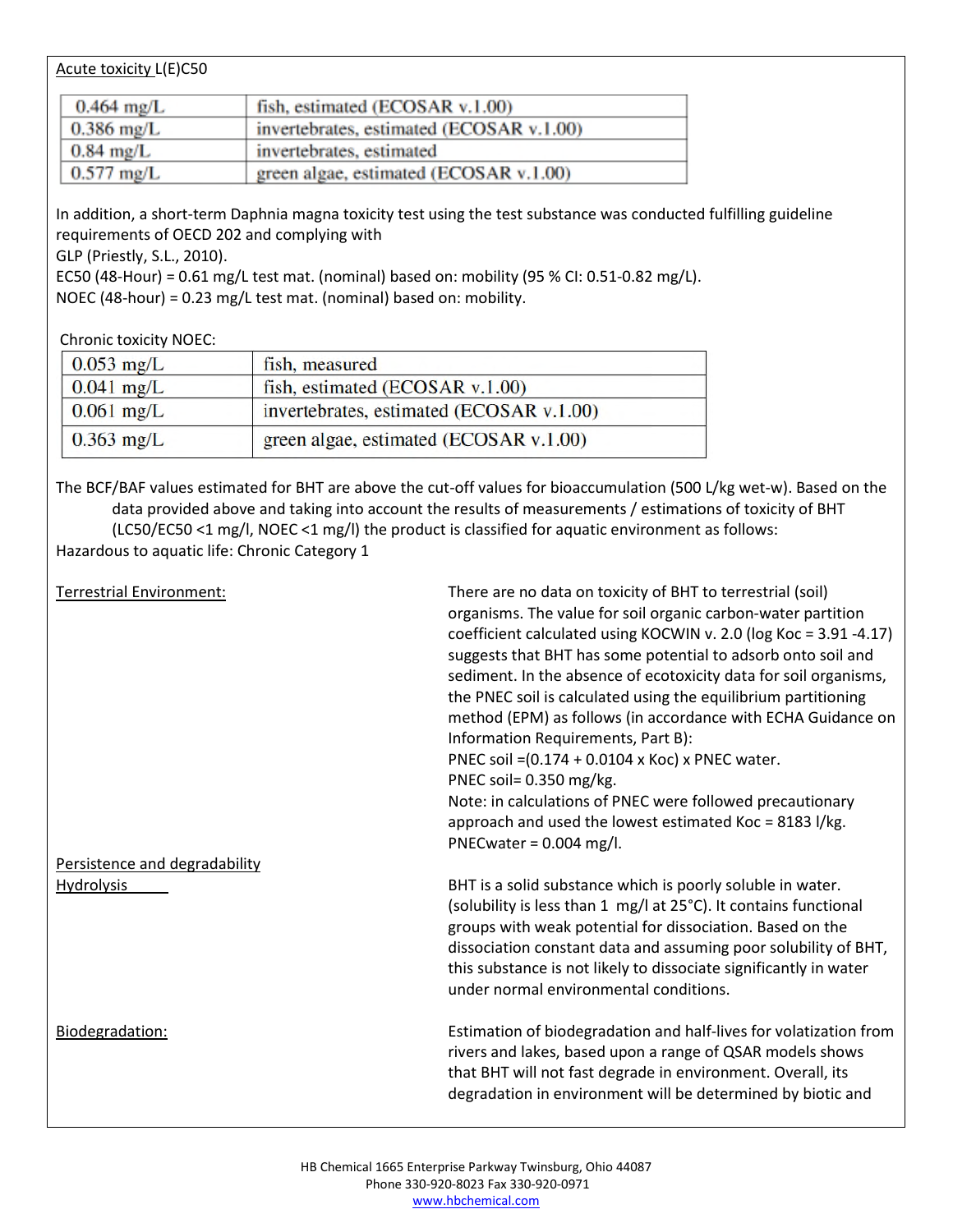Acute toxicity L(E)C50

| | |
|---|---|
| 0.464 mg/L | fish, estimated (ECOSAR v.1.00) |
| 0.386 mg/L | invertebrates, estimated (ECOSAR v.1.00) |
| 0.84 mg/L | invertebrates, estimated |
| 0.577 mg/L | green algae, estimated (ECOSAR v.1.00) |

In addition, a short-term Daphnia magna toxicity test using the test substance was conducted fulfilling guideline requirements of OECD 202 and complying with
GLP (Priestly, S.L., 2010).
EC50 (48-Hour) = 0.61 mg/L test mat. (nominal) based on: mobility (95 % CI: 0.51-0.82 mg/L).
NOEC (48-hour) = 0.23 mg/L test mat. (nominal) based on: mobility.

Chronic toxicity NOEC:

| | |
|---|---|
| 0.053 mg/L | fish, measured |
| 0.041 mg/L | fish, estimated (ECOSAR v.1.00) |
| 0.061 mg/L | invertebrates, estimated (ECOSAR v.1.00) |
| 0.363 mg/L | green algae, estimated (ECOSAR v.1.00) |

The BCF/BAF values estimated for BHT are above the cut-off values for bioaccumulation (500 L/kg wet-w). Based on the data provided above and taking into account the results of measurements / estimations of toxicity of BHT (LC50/EC50 <1 mg/l, NOEC <1 mg/l) the product is classified for aquatic environment as follows:
Hazardous to aquatic life: Chronic Category 1

Terrestrial Environment: There are no data on toxicity of BHT to terrestrial (soil) organisms. The value for soil organic carbon-water partition coefficient calculated using KOCWIN v. 2.0 (log Koc = 3.91 -4.17) suggests that BHT has some potential to adsorb onto soil and sediment. In the absence of ecotoxicity data for soil organisms, the PNEC soil is calculated using the equilibrium partitioning method (EPM) as follows (in accordance with ECHA Guidance on Information Requirements, Part B):
PNEC soil =(0.174 + 0.0104 x Koc) x PNEC water.
PNEC soil= 0.350 mg/kg.
Note: in calculations of PNEC were followed precautionary approach and used the lowest estimated Koc = 8183 l/kg.
PNECwater = 0.004 mg/l.

Persistence and degradability

Hydrolysis: BHT is a solid substance which is poorly soluble in water. (solubility is less than 1 mg/l at 25°C). It contains functional groups with weak potential for dissociation. Based on the dissociation constant data and assuming poor solubility of BHT, this substance is not likely to dissociate significantly in water under normal environmental conditions.

Biodegradation: Estimation of biodegradation and half-lives for volatization from rivers and lakes, based upon a range of QSAR models shows that BHT will not fast degrade in environment. Overall, its degradation in environment will be determined by biotic and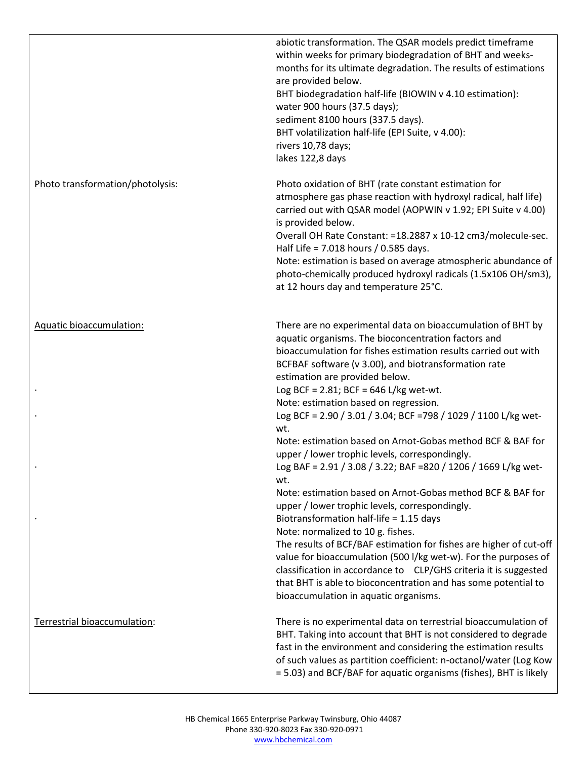| | |
|---|---|
| | abiotic transformation. The QSAR models predict timeframe within weeks for primary biodegradation of BHT and weeks-months for its ultimate degradation. The results of estimations are provided below.<br>BHT biodegradation half-life (BIOWIN v 4.10 estimation):<br>water 900 hours (37.5 days);<br>sediment 8100 hours (337.5 days).<br>BHT volatilization half-life (EPI Suite, v 4.00):<br>rivers 10,78 days;<br>lakes 122,8 days |
| Photo transformation/photolysis: | Photo oxidation of BHT (rate constant estimation for atmosphere gas phase reaction with hydroxyl radical, half life) carried out with QSAR model (AOPWIN v 1.92; EPI Suite v 4.00) is provided below.<br>Overall OH Rate Constant: =18.2887 x 10-12 cm3/molecule-sec.<br>Half Life = 7.018 hours / 0.585 days.<br>Note: estimation is based on average atmospheric abundance of photo-chemically produced hydroxyl radicals (1.5x106 OH/sm3), at 12 hours day and temperature 25°C. |
| Aquatic bioaccumulation: | There are no experimental data on bioaccumulation of BHT by aquatic organisms. The bioconcentration factors and bioaccumulation for fishes estimation results carried out with BCFBAF software (v 3.00), and biotransformation rate estimation are provided below.<br>Log BCF = 2.81; BCF = 646 L/kg wet-wt.<br>Note: estimation based on regression.<br>Log BCF = 2.90 / 3.01 / 3.04; BCF =798 / 1029 / 1100 L/kg wet-wt.<br>Note: estimation based on Arnot-Gobas method BCF & BAF for upper / lower trophic levels, correspondingly.<br>Log BAF = 2.91 / 3.08 / 3.22; BAF =820 / 1206 / 1669 L/kg wet-wt.<br>Note: estimation based on Arnot-Gobas method BCF & BAF for upper / lower trophic levels, correspondingly.<br>Biotransformation half-life = 1.15 days<br>Note: normalized to 10 g. fishes.<br>The results of BCF/BAF estimation for fishes are higher of cut-off value for bioaccumulation (500 l/kg wet-w). For the purposes of classification in accordance to CLP/GHS criteria it is suggested that BHT is able to bioconcentration and has some potential to bioaccumulation in aquatic organisms. |
| Terrestrial bioaccumulation: | There is no experimental data on terrestrial bioaccumulation of BHT. Taking into account that BHT is not considered to degrade fast in the environment and considering the estimation results of such values as partition coefficient: n-octanol/water (Log Kow = 5.03) and BCF/BAF for aquatic organisms (fishes), BHT is likely |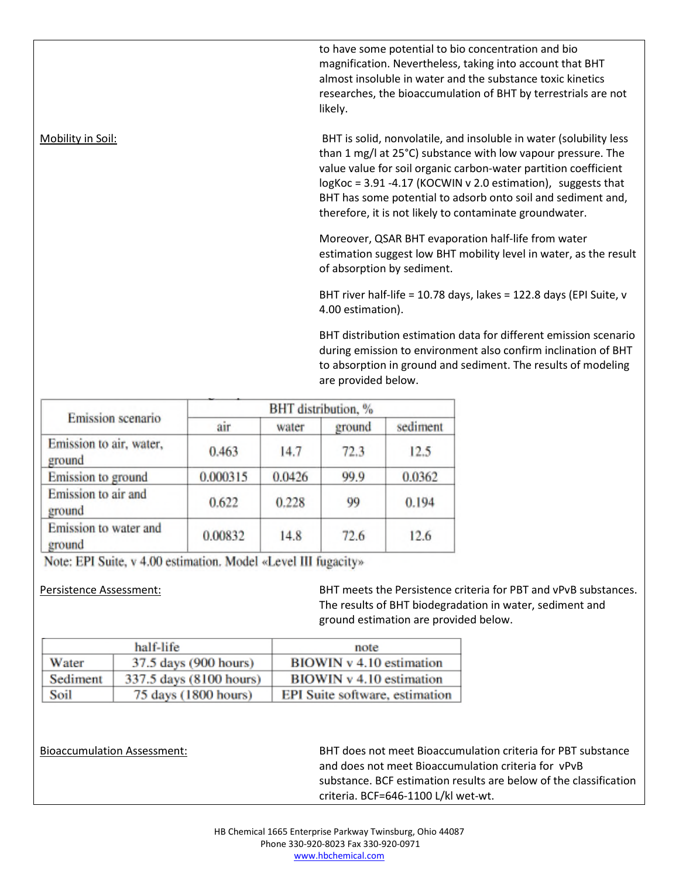to have some potential to bio concentration and bio magnification. Nevertheless, taking into account that BHT almost insoluble in water and the substance toxic kinetics researches, the bioaccumulation of BHT by terrestrials are not likely.

<u>Mobility in Soil:</u>

BHT is solid, nonvolatile, and insoluble in water (solubility less than 1 mg/l at 25°C) substance with low vapour pressure. The value value for soil organic carbon-water partition coefficient logKoc = 3.91 -4.17 (KOCWIN v 2.0 estimation), suggests that BHT has some potential to adsorb onto soil and sediment and, therefore, it is not likely to contaminate groundwater.

Moreover, QSAR BHT evaporation half-life from water estimation suggest low BHT mobility level in water, as the result of absorption by sediment.

BHT river half-life = 10.78 days, lakes = 122.8 days (EPI Suite, v 4.00 estimation).

BHT distribution estimation data for different emission scenario during emission to environment also confirm inclination of BHT to absorption in ground and sediment. The results of modeling are provided below.

| Emission scenario | BHT distribution, % | | | |
|---|---|---|---|---|
| | air | water | ground | sediment |
| Emission to air, water, ground | 0.463 | 14.7 | 72.3 | 12.5 |
| Emission to ground | 0.000315 | 0.0426 | 99.9 | 0.0362 |
| Emission to air and ground | 0.622 | 0.228 | 99 | 0.194 |
| Emission to water and ground | 0.00832 | 14.8 | 72.6 | 12.6 |

Note: EPI Suite, v 4.00 estimation. Model «Level III fugacity»

<u>Persistence Assessment:</u>

BHT meets the Persistence criteria for PBT and vPvB substances. The results of BHT biodegradation in water, sediment and ground estimation are provided below.

| half-life | | note |
|---|---|---|
| Water | 37.5 days (900 hours) | BIOWIN v 4.10 estimation |
| Sediment | 337.5 days (8100 hours) | BIOWIN v 4.10 estimation |
| Soil | 75 days (1800 hours) | EPI Suite software, estimation |

<u>Bioaccumulation Assessment:</u>

BHT does not meet Bioaccumulation criteria for PBT substance and does not meet Bioaccumulation criteria for vPvB substance. BCF estimation results are below of the classification criteria. BCF=646-1100 L/kl wet-wt.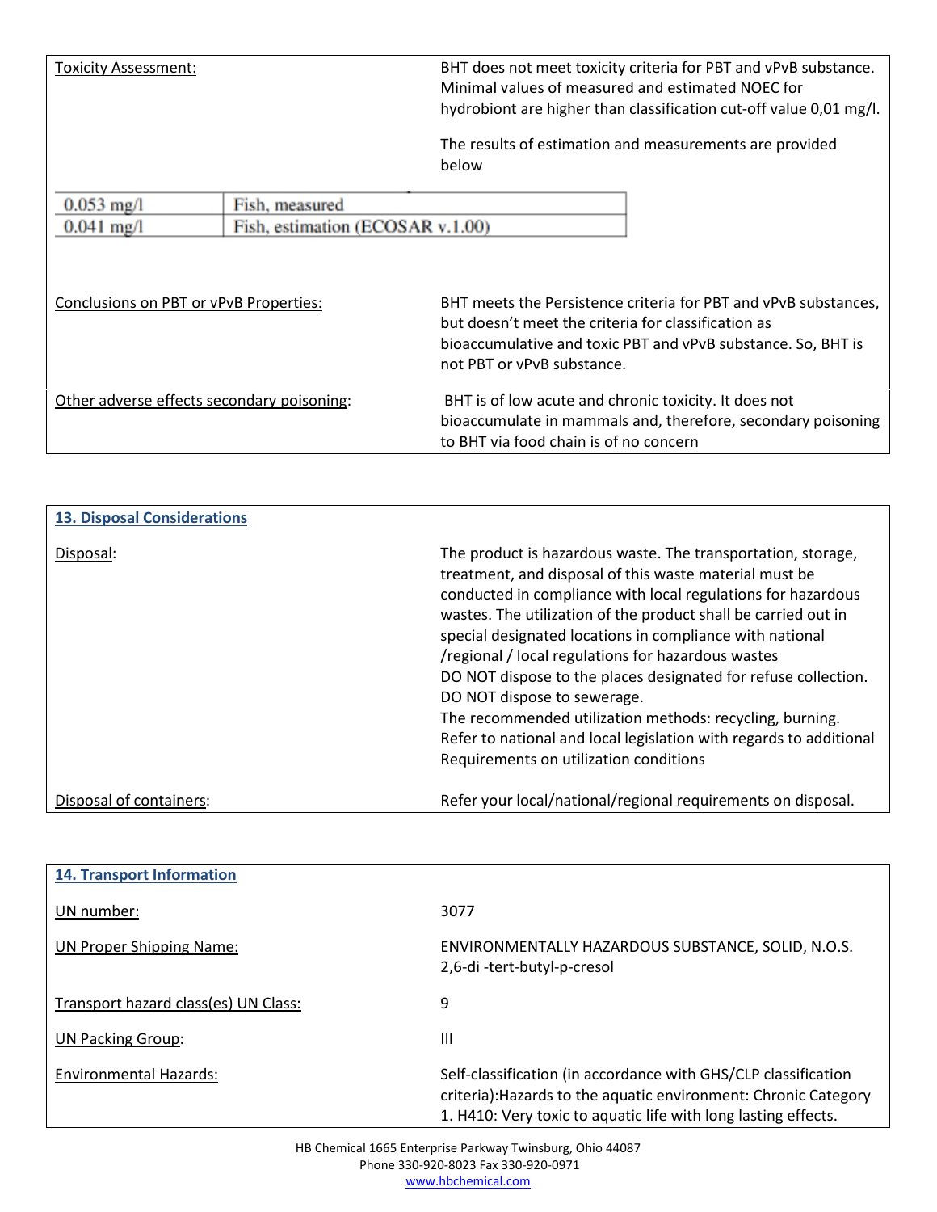Toxicity Assessment:

BHT does not meet toxicity criteria for PBT and vPvB substance. Minimal values of measured and estimated NOEC for hydrobiont are higher than classification cut-off value 0,01 mg/l.

The results of estimation and measurements are provided below

| | |
|---|---|
| 0.053 mg/l | Fish, measured |
| 0.041 mg/l | Fish, estimation (ECOSAR v.1.00) |

Conclusions on PBT or vPvB Properties:

BHT meets the Persistence criteria for PBT and vPvB substances, but doesn't meet the criteria for classification as bioaccumulative and toxic PBT and vPvB substance. So, BHT is not PBT or vPvB substance.

Other adverse effects secondary poisoning:

BHT is of low acute and chronic toxicity. It does not bioaccumulate in mammals and, therefore, secondary poisoning to BHT via food chain is of no concern

## 13. Disposal Considerations

Disposal:

The product is hazardous waste. The transportation, storage, treatment, and disposal of this waste material must be conducted in compliance with local regulations for hazardous wastes. The utilization of the product shall be carried out in special designated locations in compliance with national /regional / local regulations for hazardous wastes
DO NOT dispose to the places designated for refuse collection.
DO NOT dispose to sewerage.
The recommended utilization methods: recycling, burning.
Refer to national and local legislation with regards to additional Requirements on utilization conditions

Disposal of containers:

Refer your local/national/regional requirements on disposal.

## 14. Transport Information

UN number:

3077

UN Proper Shipping Name:

ENVIRONMENTALLY HAZARDOUS SUBSTANCE, SOLID, N.O.S. 2,6-di -tert-butyl-p-cresol

Transport hazard class(es) UN Class:

9

UN Packing Group:

III

Environmental Hazards:

Self-classification (in accordance with GHS/CLP classification criteria):Hazards to the aquatic environment: Chronic Category 1. H410: Very toxic to aquatic life with long lasting effects.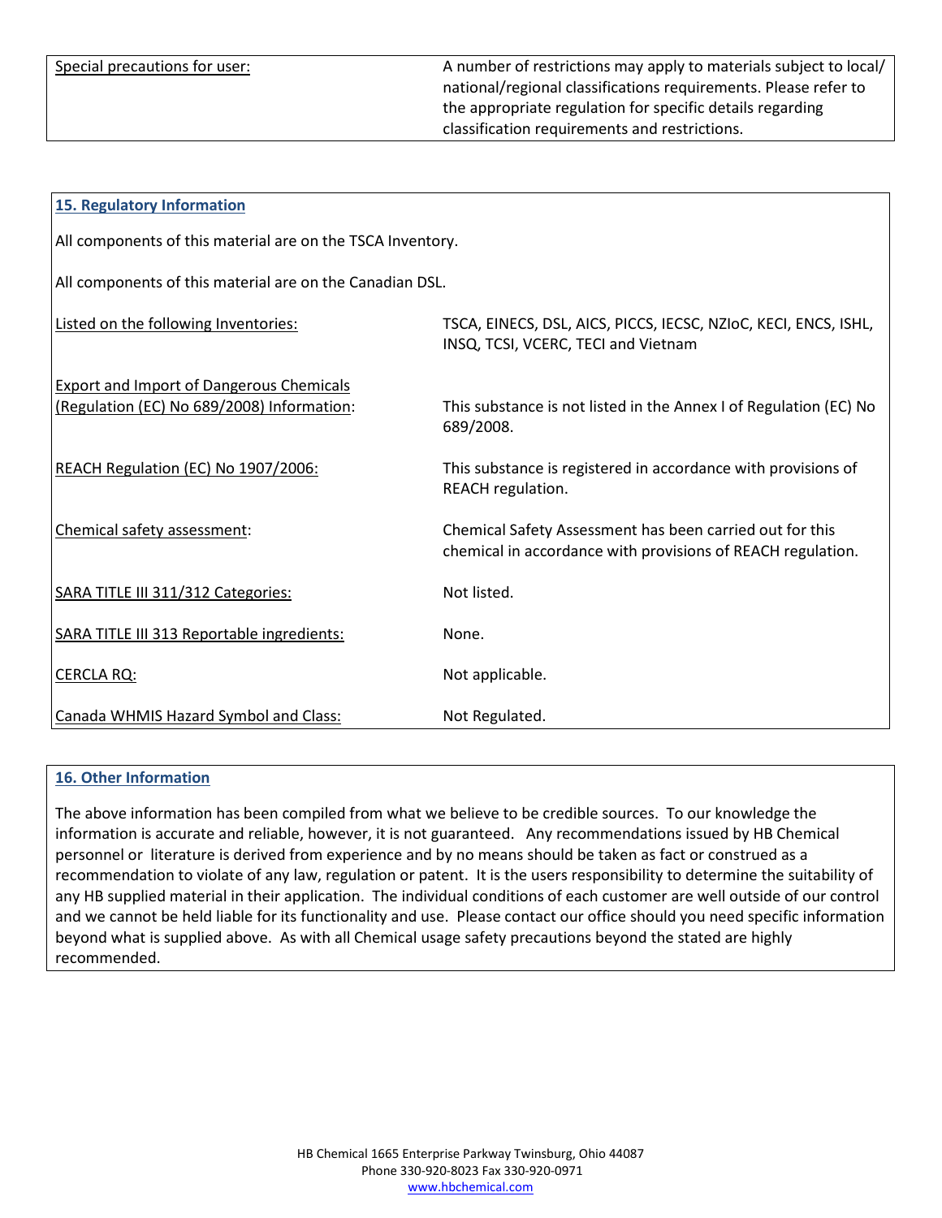| | |
|---|---|
| Special precautions for user: | A number of restrictions may apply to materials subject to local/ national/regional classifications requirements. Please refer to the appropriate regulation for specific details regarding classification requirements and restrictions. |

## 15. Regulatory Information

All components of this material are on the TSCA Inventory.

All components of this material are on the Canadian DSL.

| | |
|---|---|
| Listed on the following Inventories: | TSCA, EINECS, DSL, AICS, PICCS, IECSC, NZIoC, KECI, ENCS, ISHL, INSQ, TCSI, VCERC, TECI and Vietnam |
| Export and Import of Dangerous Chemicals (Regulation (EC) No 689/2008) Information: | This substance is not listed in the Annex I of Regulation (EC) No 689/2008. |
| REACH Regulation (EC) No 1907/2006: | This substance is registered in accordance with provisions of REACH regulation. |
| Chemical safety assessment: | Chemical Safety Assessment has been carried out for this chemical in accordance with provisions of REACH regulation. |
| SARA TITLE III 311/312 Categories: | Not listed. |
| SARA TITLE III 313 Reportable ingredients: | None. |
| CERCLA RQ: | Not applicable. |
| Canada WHMIS Hazard Symbol and Class: | Not Regulated. |

## 16. Other Information

The above information has been compiled from what we believe to be credible sources. To our knowledge the information is accurate and reliable, however, it is not guaranteed. Any recommendations issued by HB Chemical personnel or literature is derived from experience and by no means should be taken as fact or construed as a recommendation to violate of any law, regulation or patent. It is the users responsibility to determine the suitability of any HB supplied material in their application. The individual conditions of each customer are well outside of our control and we cannot be held liable for its functionality and use. Please contact our office should you need specific information beyond what is supplied above. As with all Chemical usage safety precautions beyond the stated are highly recommended.